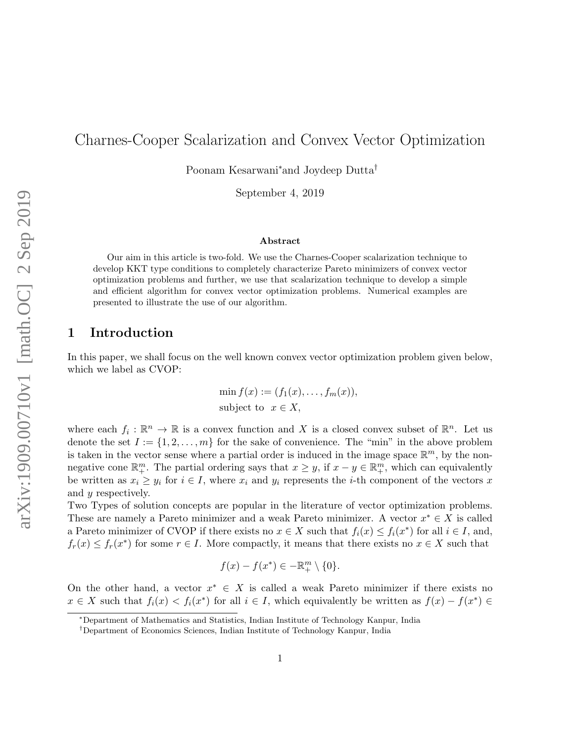# Charnes-Cooper Scalarization and Convex Vector Optimization

Poonam Kesarwani[*] and Joydeep Dutta[†]

September 4, 2019

### Abstract

Our aim in this article is two-fold. We use the Charnes-Cooper scalarization technique to develop KKT type conditions to completely characterize Pareto minimizers of convex vector optimization problems and further, we use that scalarization technique to develop a simple and efficient algorithm for convex vector optimization problems. Numerical examples are presented to illustrate the use of our algorithm.

## 1 Introduction

In this paper, we shall focus on the well known convex vector optimization problem given below, which we label as CVOP:

$$
\begin{aligned}
&\min f(x) := (f_1(x), \dots, f_m(x)), \\
&\text{subject to } \; x \in X,
\end{aligned}
$$

where each $f_i : \mathbb{R}^n \to \mathbb{R}$ is a convex function and $X$ is a closed convex subset of $\mathbb{R}^n$. Let us denote the set $I := \{1, 2, \dots, m\}$ for the sake of convenience. The "min" in the above problem is taken in the vector sense where a partial order is induced in the image space $\mathbb{R}^m$, by the non-negative cone $\mathbb{R}^m_+$. The partial ordering says that $x \geq y$, if $x - y \in \mathbb{R}^m_+$, which can equivalently be written as $x_i \geq y_i$ for $i \in I$, where $x_i$ and $y_i$ represents the $i$-th component of the vectors $x$ and $y$ respectively.

Two Types of solution concepts are popular in the literature of vector optimization problems. These are namely a Pareto minimizer and a weak Pareto minimizer. A vector $x^* \in X$ is called a Pareto minimizer of CVOP if there exists no $x \in X$ such that $f_i(x) \leq f_i(x^*)$ for all $i \in I$, and, $f_r(x) \leq f_r(x^*)$ for some $r \in I$. More compactly, it means that there exists no $x \in X$ such that

$$
f(x) - f(x^*) \in -\mathbb{R}^m_+ \setminus \{0\}.
$$

On the other hand, a vector $x^* \in X$ is called a weak Pareto minimizer if there exists no $x \in X$ such that $f_i(x) < f_i(x^*)$ for all $i \in I$, which equivalently be written as $f(x) - f(x^*) \in$

[*] Department of Mathematics and Statistics, Indian Institute of Technology Kanpur, India

[†] Department of Economics Sciences, Indian Institute of Technology Kanpur, India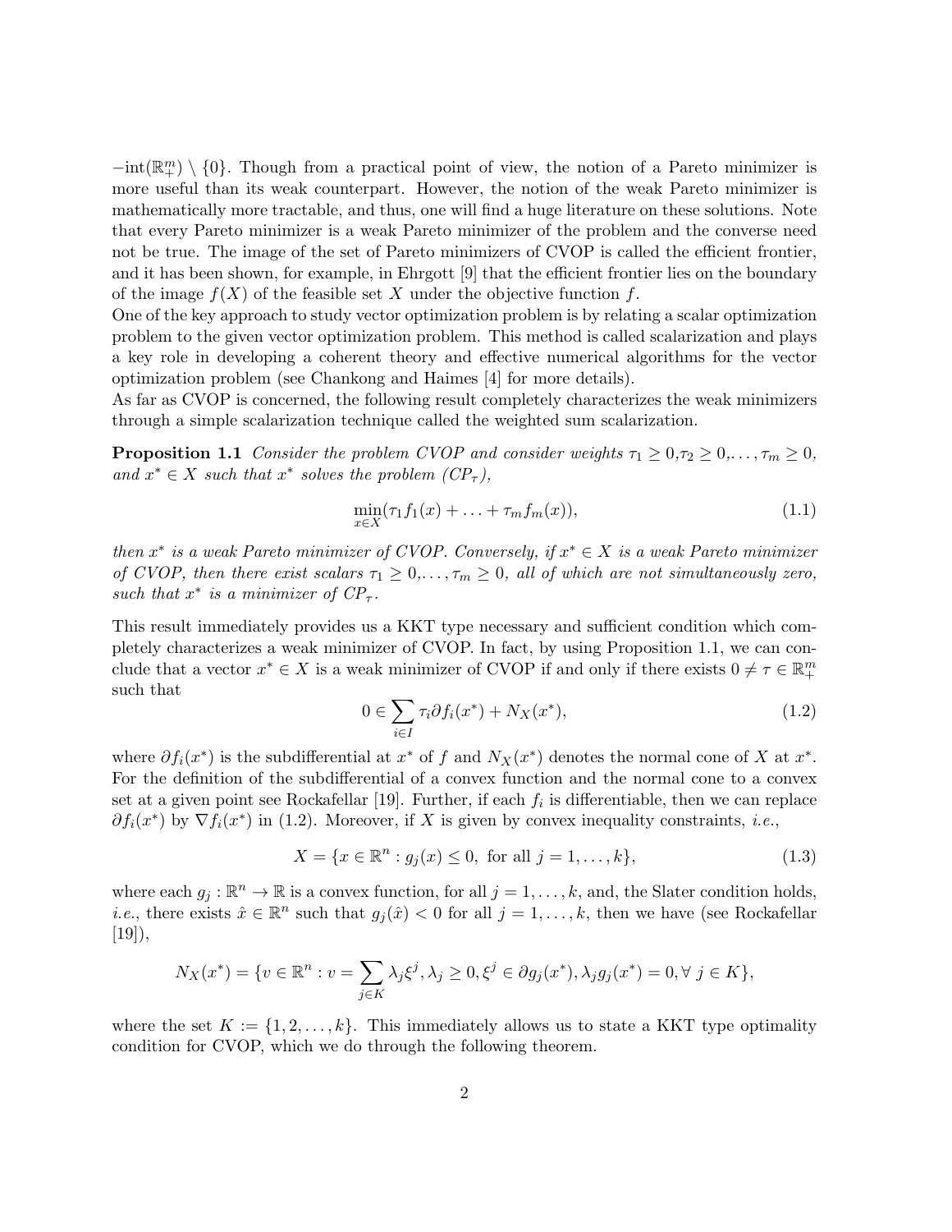$-\text{int}(\mathbb{R}^m_+) \setminus \{0\}$. Though from a practical point of view, the notion of a Pareto minimizer is more useful than its weak counterpart. However, the notion of the weak Pareto minimizer is mathematically more tractable, and thus, one will find a huge literature on these solutions. Note that every Pareto minimizer is a weak Pareto minimizer of the problem and the converse need not be true. The image of the set of Pareto minimizers of CVOP is called the efficient frontier, and it has been shown, for example, in Ehrgott [9] that the efficient frontier lies on the boundary of the image $f(X)$ of the feasible set $X$ under the objective function $f$.

One of the key approach to study vector optimization problem is by relating a scalar optimization problem to the given vector optimization problem. This method is called scalarization and plays a key role in developing a coherent theory and effective numerical algorithms for the vector optimization problem (see Chankong and Haimes [4] for more details).

As far as CVOP is concerned, the following result completely characterizes the weak minimizers through a simple scalarization technique called the weighted sum scalarization.

**Proposition 1.1** *Consider the problem CVOP and consider weights $\tau_1 \geq 0, \tau_2 \geq 0, \ldots, \tau_m \geq 0$, and $x^* \in X$ such that $x^*$ solves the problem $(CP_\tau)$,*

$$\min_{x \in X}(\tau_1 f_1(x) + \ldots + \tau_m f_m(x)), \tag{1.1}$$

*then $x^*$ is a weak Pareto minimizer of CVOP. Conversely, if $x^* \in X$ is a weak Pareto minimizer of CVOP, then there exist scalars $\tau_1 \geq 0, \ldots, \tau_m \geq 0$, all of which are not simultaneously zero, such that $x^*$ is a minimizer of $CP_\tau$.*

This result immediately provides us a KKT type necessary and sufficient condition which completely characterizes a weak minimizer of CVOP. In fact, by using Proposition 1.1, we can conclude that a vector $x^* \in X$ is a weak minimizer of CVOP if and only if there exists $0 \neq \tau \in \mathbb{R}^m_+$ such that

$$0 \in \sum_{i \in I} \tau_i \partial f_i(x^*) + N_X(x^*), \tag{1.2}$$

where $\partial f_i(x^*)$ is the subdifferential at $x^*$ of $f$ and $N_X(x^*)$ denotes the normal cone of $X$ at $x^*$. For the definition of the subdifferential of a convex function and the normal cone to a convex set at a given point see Rockafellar [19]. Further, if each $f_i$ is differentiable, then we can replace $\partial f_i(x^*)$ by $\nabla f_i(x^*)$ in (1.2). Moreover, if $X$ is given by convex inequality constraints, *i.e.*,

$$X = \{x \in \mathbb{R}^n : g_j(x) \leq 0, \text{ for all } j = 1, \ldots, k\}, \tag{1.3}$$

where each $g_j : \mathbb{R}^n \to \mathbb{R}$ is a convex function, for all $j = 1, \ldots, k$, and, the Slater condition holds, *i.e.*, there exists $\hat{x} \in \mathbb{R}^n$ such that $g_j(\hat{x}) < 0$ for all $j = 1, \ldots, k$, then we have (see Rockafellar [19]),

$$N_X(x^*) = \{v \in \mathbb{R}^n : v = \sum_{j \in K} \lambda_j \xi^j, \lambda_j \geq 0, \xi^j \in \partial g_j(x^*), \lambda_j g_j(x^*) = 0, \forall\ j \in K\},$$

where the set $K := \{1, 2, \ldots, k\}$. This immediately allows us to state a KKT type optimality condition for CVOP, which we do through the following theorem.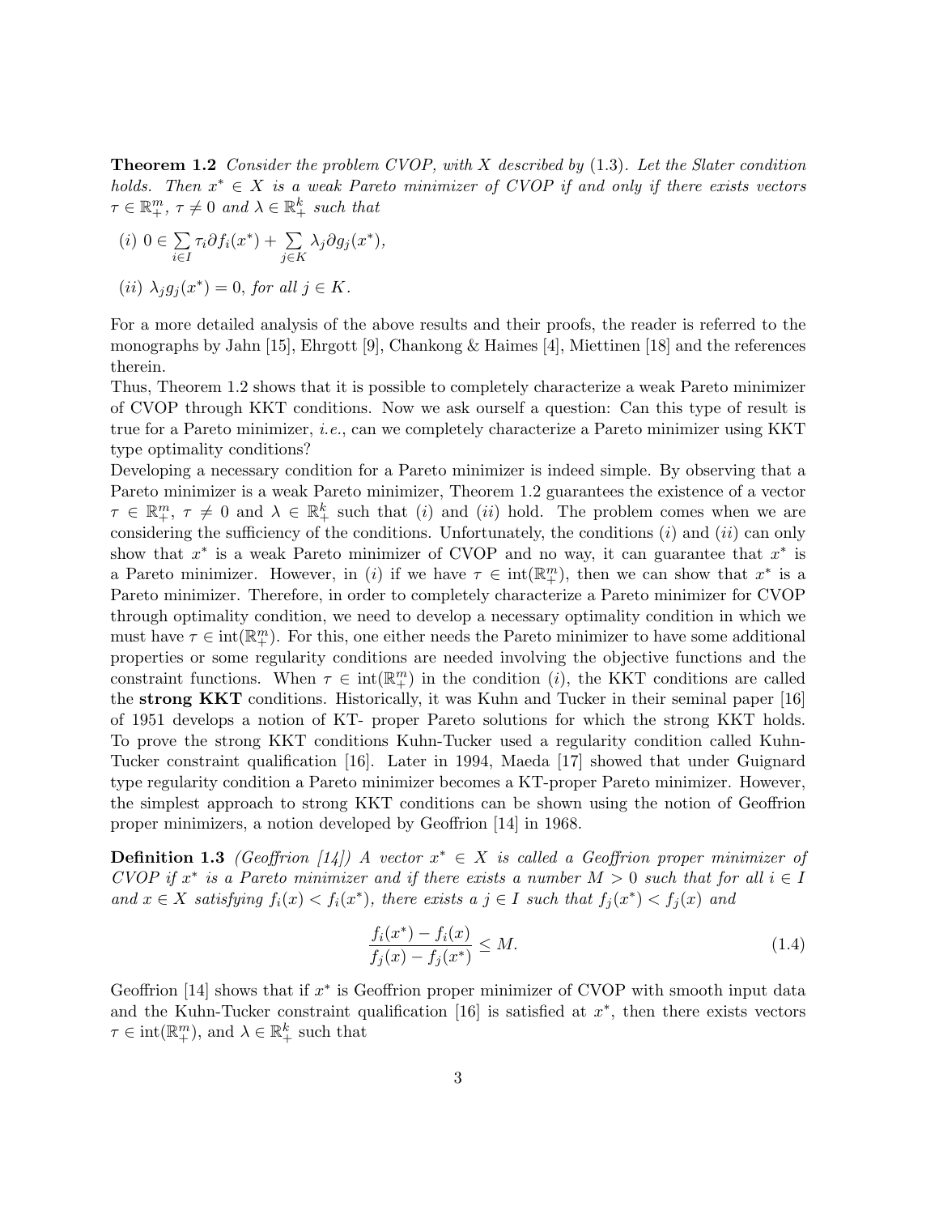**Theorem 1.2** *Consider the problem CVOP, with $X$ described by* (1.3)*. Let the Slater condition holds. Then $x^* \in X$ is a weak Pareto minimizer of CVOP if and only if there exists vectors $\tau \in \mathbb{R}^m_+$, $\tau \neq 0$ and $\lambda \in \mathbb{R}^k_+$ such that*

*(i)* $0 \in \sum_{i \in I} \tau_i \partial f_i(x^*) + \sum_{j \in K} \lambda_j \partial g_j(x^*)$,

*(ii)* $\lambda_j g_j(x^*) = 0$, *for all* $j \in K$.

For a more detailed analysis of the above results and their proofs, the reader is referred to the monographs by Jahn [15], Ehrgott [9], Chankong & Haimes [4], Miettinen [18] and the references therein.

Thus, Theorem 1.2 shows that it is possible to completely characterize a weak Pareto minimizer of CVOP through KKT conditions. Now we ask ourself a question: Can this type of result is true for a Pareto minimizer, *i.e.*, can we completely characterize a Pareto minimizer using KKT type optimality conditions?

Developing a necessary condition for a Pareto minimizer is indeed simple. By observing that a Pareto minimizer is a weak Pareto minimizer, Theorem 1.2 guarantees the existence of a vector $\tau \in \mathbb{R}^m_+$, $\tau \neq 0$ and $\lambda \in \mathbb{R}^k_+$ such that $(i)$ and $(ii)$ hold. The problem comes when we are considering the sufficiency of the conditions. Unfortunately, the conditions $(i)$ and $(ii)$ can only show that $x^*$ is a weak Pareto minimizer of CVOP and no way, it can guarantee that $x^*$ is a Pareto minimizer. However, in $(i)$ if we have $\tau \in \text{int}(\mathbb{R}^m_+)$, then we can show that $x^*$ is a Pareto minimizer. Therefore, in order to completely characterize a Pareto minimizer for CVOP through optimality condition, we need to develop a necessary optimality condition in which we must have $\tau \in \text{int}(\mathbb{R}^m_+)$. For this, one either needs the Pareto minimizer to have some additional properties or some regularity conditions are needed involving the objective functions and the constraint functions. When $\tau \in \text{int}(\mathbb{R}^m_+)$ in the condition $(i)$, the KKT conditions are called the **strong KKT** conditions. Historically, it was Kuhn and Tucker in their seminal paper [16] of 1951 develops a notion of KT- proper Pareto solutions for which the strong KKT holds. To prove the strong KKT conditions Kuhn-Tucker used a regularity condition called Kuhn-Tucker constraint qualification [16]. Later in 1994, Maeda [17] showed that under Guignard type regularity condition a Pareto minimizer becomes a KT-proper Pareto minimizer. However, the simplest approach to strong KKT conditions can be shown using the notion of Geoffrion proper minimizers, a notion developed by Geoffrion [14] in 1968.

**Definition 1.3** *(Geoffrion [14]) A vector $x^* \in X$ is called a Geoffrion proper minimizer of CVOP if $x^*$ is a Pareto minimizer and if there exists a number $M > 0$ such that for all $i \in I$ and $x \in X$ satisfying $f_i(x) < f_i(x^*)$, there exists a $j \in I$ such that $f_j(x^*) < f_j(x)$ and*

$$\frac{f_i(x^*) - f_i(x)}{f_j(x) - f_j(x^*)} \leq M. \tag{1.4}$$

Geoffrion [14] shows that if $x^*$ is Geoffrion proper minimizer of CVOP with smooth input data and the Kuhn-Tucker constraint qualification [16] is satisfied at $x^*$, then there exists vectors $\tau \in \text{int}(\mathbb{R}^m_+)$, and $\lambda \in \mathbb{R}^k_+$ such that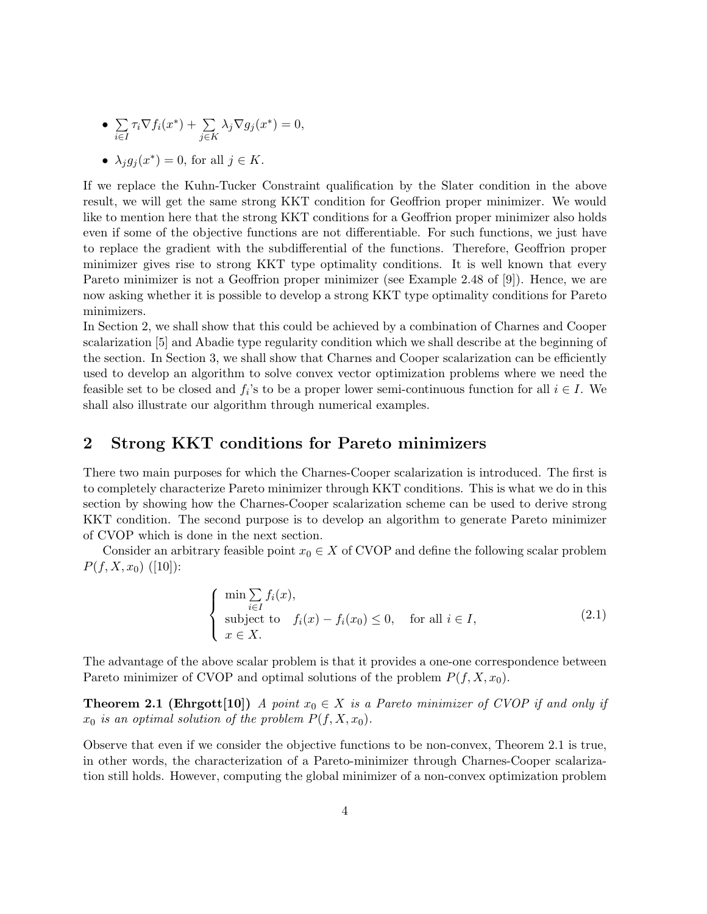- $\sum_{i \in I} \tau_i \nabla f_i(x^*) + \sum_{j \in K} \lambda_j \nabla g_j(x^*) = 0,$
- $\lambda_j g_j(x^*) = 0$, for all $j \in K$.

If we replace the Kuhn-Tucker Constraint qualification by the Slater condition in the above result, we will get the same strong KKT condition for Geoffrion proper minimizer. We would like to mention here that the strong KKT conditions for a Geoffrion proper minimizer also holds even if some of the objective functions are not differentiable. For such functions, we just have to replace the gradient with the subdifferential of the functions. Therefore, Geoffrion proper minimizer gives rise to strong KKT type optimality conditions. It is well known that every Pareto minimizer is not a Geoffrion proper minimizer (see Example 2.48 of [9]). Hence, we are now asking whether it is possible to develop a strong KKT type optimality conditions for Pareto minimizers.

In Section 2, we shall show that this could be achieved by a combination of Charnes and Cooper scalarization [5] and Abadie type regularity condition which we shall describe at the beginning of the section. In Section 3, we shall show that Charnes and Cooper scalarization can be efficiently used to develop an algorithm to solve convex vector optimization problems where we need the feasible set to be closed and $f_i$'s to be a proper lower semi-continuous function for all $i \in I$. We shall also illustrate our algorithm through numerical examples.

## 2 Strong KKT conditions for Pareto minimizers

There two main purposes for which the Charnes-Cooper scalarization is introduced. The first is to completely characterize Pareto minimizer through KKT conditions. This is what we do in this section by showing how the Charnes-Cooper scalarization scheme can be used to derive strong KKT condition. The second purpose is to develop an algorithm to generate Pareto minimizer of CVOP which is done in the next section.

Consider an arbitrary feasible point $x_0 \in X$ of CVOP and define the following scalar problem $P(f, X, x_0)$ ([10]):

$$\begin{cases} \min \sum_{i \in I} f_i(x), \\ \text{subject to} \quad f_i(x) - f_i(x_0) \le 0, \quad \text{for all } i \in I, \\ x \in X. \end{cases} \tag{2.1}$$

The advantage of the above scalar problem is that it provides a one-one correspondence between Pareto minimizer of CVOP and optimal solutions of the problem $P(f, X, x_0)$.

**Theorem 2.1 (Ehrgott[10])** *A point $x_0 \in X$ is a Pareto minimizer of CVOP if and only if $x_0$ is an optimal solution of the problem $P(f, X, x_0)$.*

Observe that even if we consider the objective functions to be non-convex, Theorem 2.1 is true, in other words, the characterization of a Pareto-minimizer through Charnes-Cooper scalarization still holds. However, computing the global minimizer of a non-convex optimization problem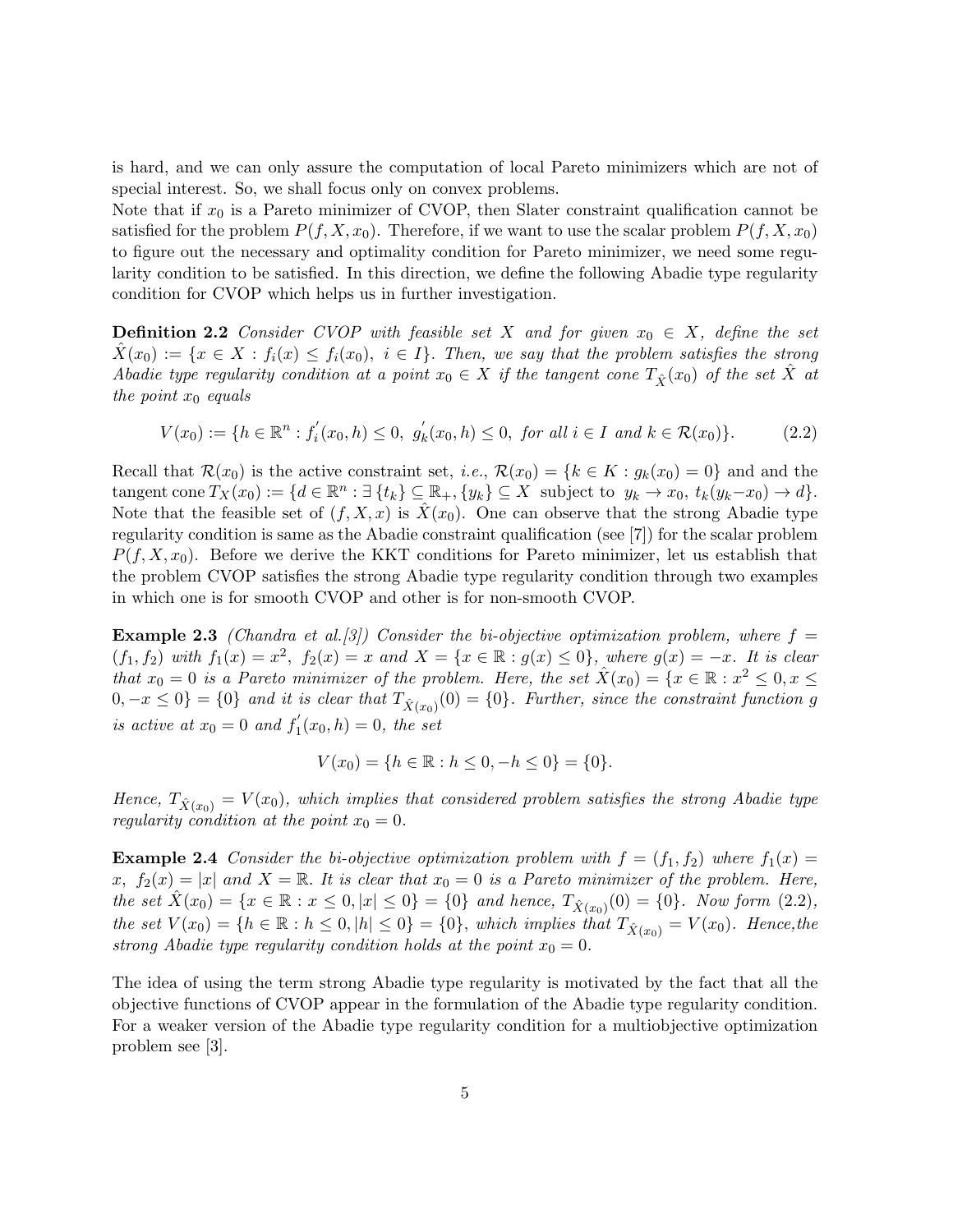is hard, and we can only assure the computation of local Pareto minimizers which are not of special interest. So, we shall focus only on convex problems.

Note that if $x_0$ is a Pareto minimizer of CVOP, then Slater constraint qualification cannot be satisfied for the problem $P(f, X, x_0)$. Therefore, if we want to use the scalar problem $P(f, X, x_0)$ to figure out the necessary and optimality condition for Pareto minimizer, we need some regularity condition to be satisfied. In this direction, we define the following Abadie type regularity condition for CVOP which helps us in further investigation.

**Definition 2.2** *Consider CVOP with feasible set $X$ and for given $x_0 \in X$, define the set $\hat{X}(x_0) := \{x \in X : f_i(x) \leq f_i(x_0),\ i \in I\}$. Then, we say that the problem satisfies the strong Abadie type regularity condition at a point $x_0 \in X$ if the tangent cone $T_{\hat{X}}(x_0)$ of the set $\hat{X}$ at the point $x_0$ equals*

$$V(x_0) := \{h \in \mathbb{R}^n : f_i^{'}(x_0, h) \leq 0,\ g_k^{'}(x_0, h) \leq 0,\ \textit{for all } i \in I \textit{ and } k \in \mathcal{R}(x_0)\}. \tag{2.2}$$

Recall that $\mathcal{R}(x_0)$ is the active constraint set, *i.e.*, $\mathcal{R}(x_0) = \{k \in K : g_k(x_0) = 0\}$ and and the tangent cone $T_X(x_0) := \{d \in \mathbb{R}^n : \exists\, \{t_k\} \subseteq \mathbb{R}_+, \{y_k\} \subseteq X \text{ subject to } y_k \to x_0,\ t_k(y_k - x_0) \to d\}$. Note that the feasible set of $(f, X, x)$ is $\hat{X}(x_0)$. One can observe that the strong Abadie type regularity condition is same as the Abadie constraint qualification (see [7]) for the scalar problem $P(f, X, x_0)$. Before we derive the KKT conditions for Pareto minimizer, let us establish that the problem CVOP satisfies the strong Abadie type regularity condition through two examples in which one is for smooth CVOP and other is for non-smooth CVOP.

**Example 2.3** *(Chandra et al.[3]) Consider the bi-objective optimization problem, where $f = (f_1, f_2)$ with $f_1(x) = x^2$, $f_2(x) = x$ and $X = \{x \in \mathbb{R} : g(x) \leq 0\}$, where $g(x) = -x$. It is clear that $x_0 = 0$ is a Pareto minimizer of the problem. Here, the set $\hat{X}(x_0) = \{x \in \mathbb{R} : x^2 \leq 0, x \leq 0, -x \leq 0\} = \{0\}$ and it is clear that $T_{\hat{X}(x_0)}(0) = \{0\}$. Further, since the constraint function $g$ is active at $x_0 = 0$ and $f_1^{'}(x_0, h) = 0$, the set*

$$V(x_0) = \{h \in \mathbb{R} : h \leq 0, -h \leq 0\} = \{0\}.$$

*Hence, $T_{\hat{X}(x_0)} = V(x_0)$, which implies that considered problem satisfies the strong Abadie type regularity condition at the point $x_0 = 0$.*

**Example 2.4** *Consider the bi-objective optimization problem with $f = (f_1, f_2)$ where $f_1(x) = x$, $f_2(x) = |x|$ and $X = \mathbb{R}$. It is clear that $x_0 = 0$ is a Pareto minimizer of the problem. Here, the set $\hat{X}(x_0) = \{x \in \mathbb{R} : x \leq 0, |x| \leq 0\} = \{0\}$ and hence, $T_{\hat{X}(x_0)}(0) = \{0\}$. Now form (2.2), the set $V(x_0) = \{h \in \mathbb{R} : h \leq 0, |h| \leq 0\} = \{0\}$, which implies that $T_{\hat{X}(x_0)} = V(x_0)$. Hence,the strong Abadie type regularity condition holds at the point $x_0 = 0$.*

The idea of using the term strong Abadie type regularity is motivated by the fact that all the objective functions of CVOP appear in the formulation of the Abadie type regularity condition. For a weaker version of the Abadie type regularity condition for a multiobjective optimization problem see [3].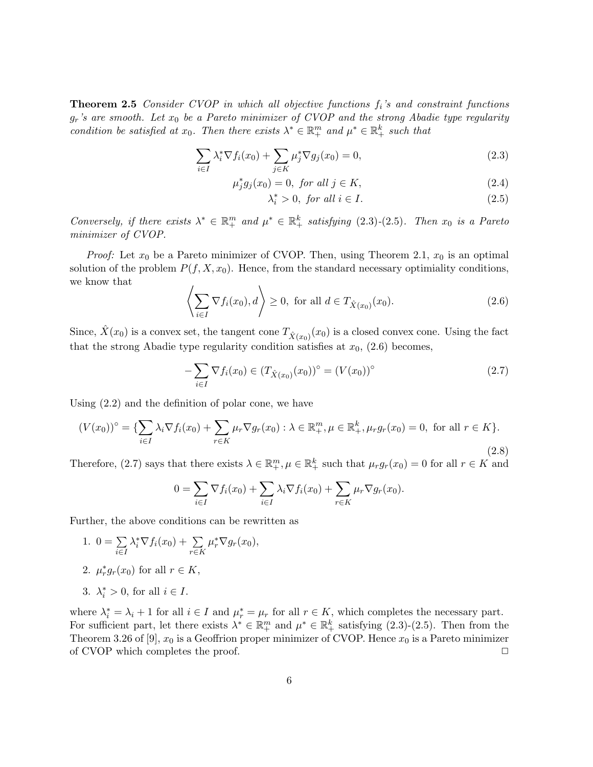**Theorem 2.5** *Consider CVOP in which all objective functions $f_i$'s and constraint functions $g_r$'s are smooth. Let $x_0$ be a Pareto minimizer of CVOP and the strong Abadie type regularity condition be satisfied at $x_0$. Then there exists $\lambda^* \in \mathbb{R}^m_+$ and $\mu^* \in \mathbb{R}^k_+$ such that*

$$\sum_{i\in I} \lambda_i^* \nabla f_i(x_0) + \sum_{j\in K} \mu_j^* \nabla g_j(x_0) = 0, \tag{2.3}$$

$$\mu_j^* g_j(x_0) = 0, \text{ for all } j \in K, \tag{2.4}$$

$$\lambda_i^* > 0, \text{ for all } i \in I. \tag{2.5}$$

*Conversely, if there exists $\lambda^* \in \mathbb{R}^m_+$ and $\mu^* \in \mathbb{R}^k_+$ satisfying (2.3)-(2.5). Then $x_0$ is a Pareto minimizer of CVOP.*

*Proof:* Let $x_0$ be a Pareto minimizer of CVOP. Then, using Theorem 2.1, $x_0$ is an optimal solution of the problem $P(f, X, x_0)$. Hence, from the standard necessary optimiality conditions, we know that

$$\left\langle \sum_{i\in I} \nabla f_i(x_0), d \right\rangle \geq 0, \text{ for all } d \in T_{\hat{X}(x_0)}(x_0). \tag{2.6}$$

Since, $\hat{X}(x_0)$ is a convex set, the tangent cone $T_{\hat{X}(x_0)}(x_0)$ is a closed convex cone. Using the fact that the strong Abadie type regularity condition satisfies at $x_0$, (2.6) becomes,

$$-\sum_{i\in I} \nabla f_i(x_0) \in (T_{\hat{X}(x_0)}(x_0))^\circ = (V(x_0))^\circ \tag{2.7}$$

Using (2.2) and the definition of polar cone, we have

$$(V(x_0))^\circ = \{\sum_{i\in I} \lambda_i \nabla f_i(x_0) + \sum_{r\in K} \mu_r \nabla g_r(x_0) : \lambda \in \mathbb{R}^m_+, \mu \in \mathbb{R}^k_+, \mu_r g_r(x_0) = 0, \text{ for all } r \in K\}. \tag{2.8}$$

Therefore, (2.7) says that there exists $\lambda \in \mathbb{R}^m_+, \mu \in \mathbb{R}^k_+$ such that $\mu_r g_r(x_0) = 0$ for all $r \in K$ and

$$0 = \sum_{i\in I} \nabla f_i(x_0) + \sum_{i\in I} \lambda_i \nabla f_i(x_0) + \sum_{r\in K} \mu_r \nabla g_r(x_0).$$

Further, the above conditions can be rewritten as

1. $0 = \sum\limits_{i\in I} \lambda_i^* \nabla f_i(x_0) + \sum\limits_{r\in K} \mu_r^* \nabla g_r(x_0)$,
2. $\mu_r^* g_r(x_0)$ for all $r \in K$,
3. $\lambda_i^* > 0$, for all $i \in I$.

where $\lambda_i^* = \lambda_i + 1$ for all $i \in I$ and $\mu_r^* = \mu_r$ for all $r \in K$, which completes the necessary part. For sufficient part, let there exists $\lambda^* \in \mathbb{R}^m_+$ and $\mu^* \in \mathbb{R}^k_+$ satisfying (2.3)-(2.5). Then from the Theorem 3.26 of [9], $x_0$ is a Geoffrion proper minimizer of CVOP. Hence $x_0$ is a Pareto minimizer of CVOP which completes the proof. $\square$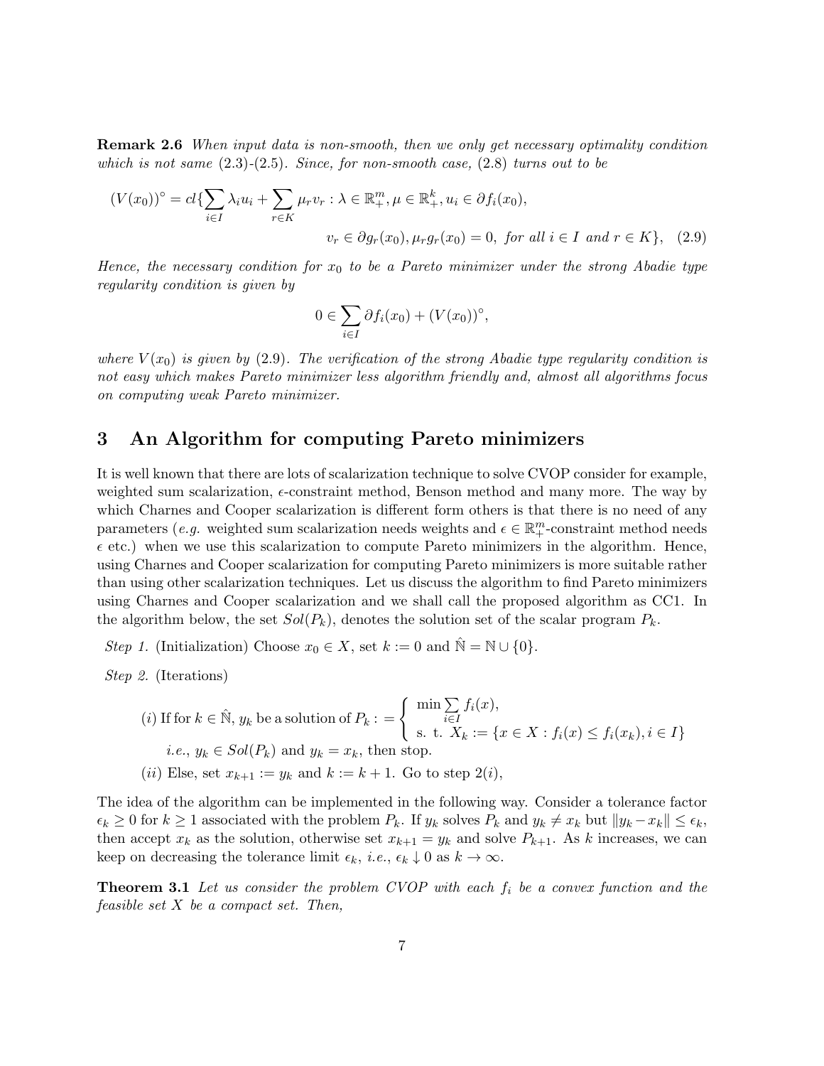**Remark 2.6** *When input data is non-smooth, then we only get necessary optimality condition which is not same (2.3)-(2.5). Since, for non-smooth case, (2.8) turns out to be*

$$(V(x_0))^\circ = cl\{\sum_{i\in I}\lambda_i u_i + \sum_{r\in K}\mu_r v_r : \lambda \in \mathbb{R}^m_+, \mu \in \mathbb{R}^k_+, u_i \in \partial f_i(x_0),$$
$$v_r \in \partial g_r(x_0), \mu_r g_r(x_0) = 0, \text{ for all } i \in I \text{ and } r \in K\}, \quad (2.9)$$

*Hence, the necessary condition for $x_0$ to be a Pareto minimizer under the strong Abadie type regularity condition is given by*

$$0 \in \sum_{i\in I}\partial f_i(x_0) + (V(x_0))^\circ,$$

*where $V(x_0)$ is given by (2.9). The verification of the strong Abadie type regularity condition is not easy which makes Pareto minimizer less algorithm friendly and, almost all algorithms focus on computing weak Pareto minimizer.*

## 3 An Algorithm for computing Pareto minimizers

It is well known that there are lots of scalarization technique to solve CVOP consider for example, weighted sum scalarization, $\epsilon$-constraint method, Benson method and many more. The way by which Charnes and Cooper scalarization is different form others is that there is no need of any parameters (*e.g.* weighted sum scalarization needs weights and $\epsilon \in \mathbb{R}^m_+$-constraint method needs $\epsilon$ etc.) when we use this scalarization to compute Pareto minimizers in the algorithm. Hence, using Charnes and Cooper scalarization for computing Pareto minimizers is more suitable rather than using other scalarization techniques. Let us discuss the algorithm to find Pareto minimizers using Charnes and Cooper scalarization and we shall call the proposed algorithm as CC1. In the algorithm below, the set $Sol(P_k)$, denotes the solution set of the scalar program $P_k$.

*Step 1.* (Initialization) Choose $x_0 \in X$, set $k := 0$ and $\hat{\mathbb{N}} = \mathbb{N} \cup \{0\}$.

*Step 2.* (Iterations)

(*i*) If for $k \in \hat{\mathbb{N}}$, $y_k$ be a solution of $P_k : = \begin{cases} \min \sum_{i\in I} f_i(x), \\ \text{s. t. } X_k := \{x \in X : f_i(x) \leq f_i(x_k), i \in I\} \end{cases}$

*i.e.*, $y_k \in Sol(P_k)$ and $y_k = x_k$, then stop.

(*ii*) Else, set $x_{k+1} := y_k$ and $k := k + 1$. Go to step 2(*i*),

The idea of the algorithm can be implemented in the following way. Consider a tolerance factor $\epsilon_k \geq 0$ for $k \geq 1$ associated with the problem $P_k$. If $y_k$ solves $P_k$ and $y_k \neq x_k$ but $\|y_k - x_k\| \leq \epsilon_k$, then accept $x_k$ as the solution, otherwise set $x_{k+1} = y_k$ and solve $P_{k+1}$. As $k$ increases, we can keep on decreasing the tolerance limit $\epsilon_k$, *i.e.*, $\epsilon_k \downarrow 0$ as $k \to \infty$.

**Theorem 3.1** *Let us consider the problem CVOP with each $f_i$ be a convex function and the feasible set $X$ be a compact set. Then,*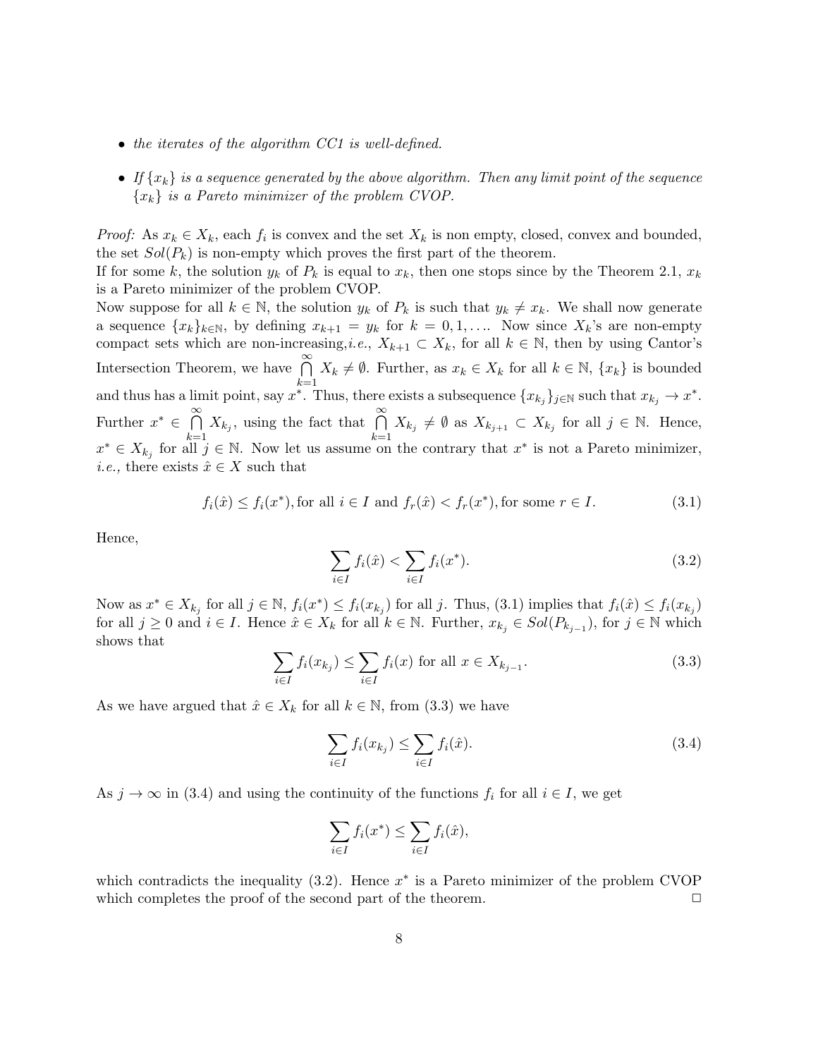- *the iterates of the algorithm CC1 is well-defined.*
- *If $\{x_k\}$ is a sequence generated by the above algorithm. Then any limit point of the sequence $\{x_k\}$ is a Pareto minimizer of the problem CVOP.*

*Proof:* As $x_k \in X_k$, each $f_i$ is convex and the set $X_k$ is non empty, closed, convex and bounded, the set $Sol(P_k)$ is non-empty which proves the first part of the theorem.
If for some $k$, the solution $y_k$ of $P_k$ is equal to $x_k$, then one stops since by the Theorem 2.1, $x_k$ is a Pareto minimizer of the problem CVOP.
Now suppose for all $k \in \mathbb{N}$, the solution $y_k$ of $P_k$ is such that $y_k \neq x_k$. We shall now generate a sequence $\{x_k\}_{k\in\mathbb{N}}$, by defining $x_{k+1} = y_k$ for $k = 0, 1, \ldots$. Now since $X_k$'s are non-empty compact sets which are non-increasing,*i.e.*, $X_{k+1} \subset X_k$, for all $k \in \mathbb{N}$, then by using Cantor's Intersection Theorem, we have $\bigcap_{k=1}^{\infty} X_k \neq \emptyset$. Further, as $x_k \in X_k$ for all $k \in \mathbb{N}$, $\{x_k\}$ is bounded and thus has a limit point, say $x^*$. Thus, there exists a subsequence $\{x_{k_j}\}_{j\in\mathbb{N}}$ such that $x_{k_j} \to x^*$. Further $x^* \in \bigcap_{k=1}^{\infty} X_{k_j}$, using the fact that $\bigcap_{k=1}^{\infty} X_{k_j} \neq \emptyset$ as $X_{k_{j+1}} \subset X_{k_j}$ for all $j \in \mathbb{N}$. Hence, $x^* \in X_{k_j}$ for all $j \in \mathbb{N}$. Now let us assume on the contrary that $x^*$ is not a Pareto minimizer, *i.e.,* there exists $\hat{x} \in X$ such that

$$f_i(\hat{x}) \leq f_i(x^*), \text{for all } i \in I \text{ and } f_r(\hat{x}) < f_r(x^*), \text{for some } r \in I. \tag{3.1}$$

Hence,

$$\sum_{i\in I} f_i(\hat{x}) < \sum_{i\in I} f_i(x^*). \tag{3.2}$$

Now as $x^* \in X_{k_j}$ for all $j \in \mathbb{N}$, $f_i(x^*) \leq f_i(x_{k_j})$ for all $j$. Thus, (3.1) implies that $f_i(\hat{x}) \leq f_i(x_{k_j})$ for all $j \geq 0$ and $i \in I$. Hence $\hat{x} \in X_k$ for all $k \in \mathbb{N}$. Further, $x_{k_j} \in Sol(P_{k_{j-1}})$, for $j \in \mathbb{N}$ which shows that

$$\sum_{i\in I} f_i(x_{k_j}) \leq \sum_{i\in I} f_i(x) \text{ for all } x \in X_{k_{j-1}}. \tag{3.3}$$

As we have argued that $\hat{x} \in X_k$ for all $k \in \mathbb{N}$, from (3.3) we have

$$\sum_{i\in I} f_i(x_{k_j}) \leq \sum_{i\in I} f_i(\hat{x}). \tag{3.4}$$

As $j \to \infty$ in (3.4) and using the continuity of the functions $f_i$ for all $i \in I$, we get

$$\sum_{i\in I} f_i(x^*) \leq \sum_{i\in I} f_i(\hat{x}),$$

which contradicts the inequality (3.2). Hence $x^*$ is a Pareto minimizer of the problem CVOP which completes the proof of the second part of the theorem. □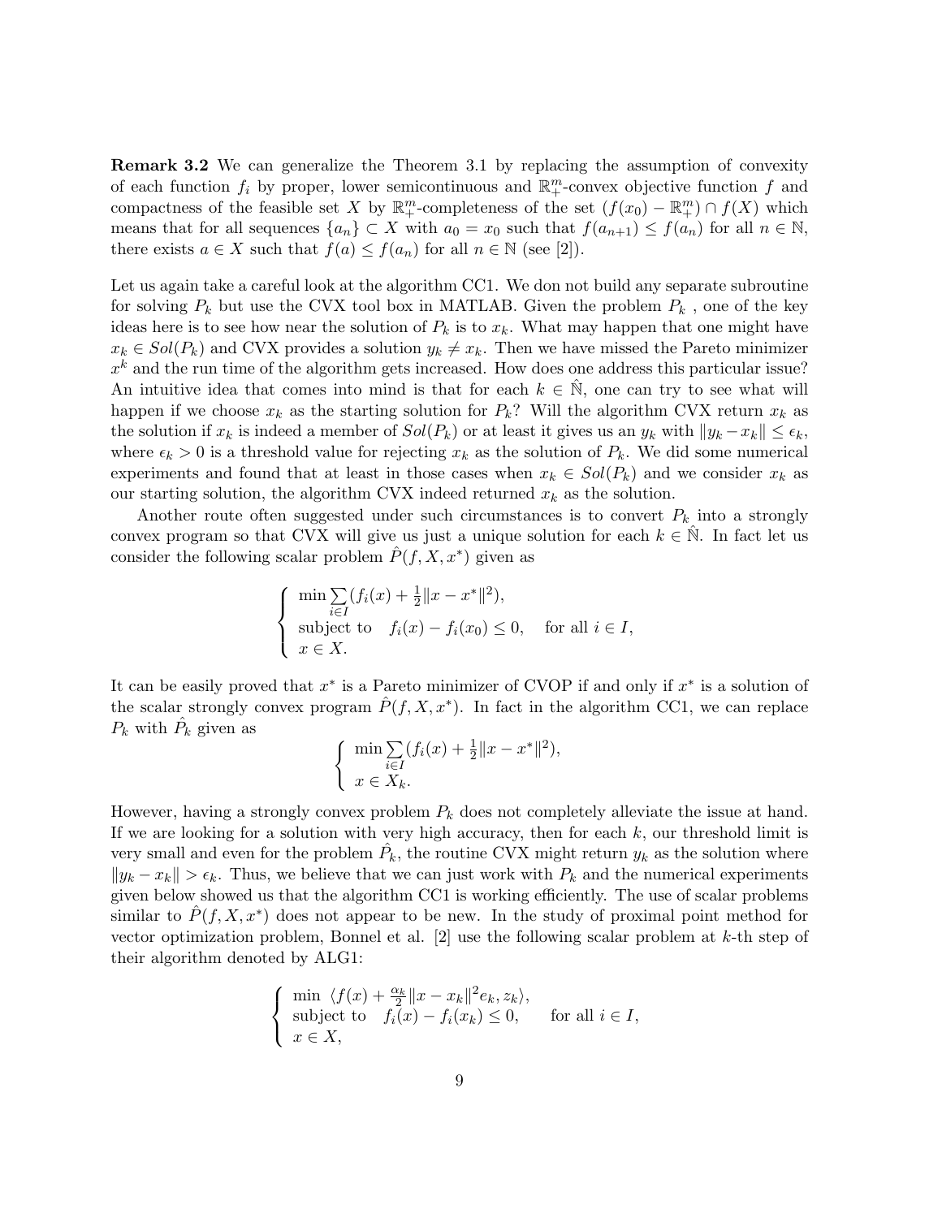**Remark 3.2** We can generalize the Theorem 3.1 by replacing the assumption of convexity of each function $f_i$ by proper, lower semicontinuous and $\mathbb{R}^m_+$-convex objective function $f$ and compactness of the feasible set $X$ by $\mathbb{R}^m_+$-completeness of the set $(f(x_0) - \mathbb{R}^m_+) \cap f(X)$ which means that for all sequences $\{a_n\} \subset X$ with $a_0 = x_0$ such that $f(a_{n+1}) \leq f(a_n)$ for all $n \in \mathbb{N}$, there exists $a \in X$ such that $f(a) \leq f(a_n)$ for all $n \in \mathbb{N}$ (see [2]).

Let us again take a careful look at the algorithm CC1. We don not build any separate subroutine for solving $P_k$ but use the CVX tool box in MATLAB. Given the problem $P_k$ , one of the key ideas here is to see how near the solution of $P_k$ is to $x_k$. What may happen that one might have $x_k \in Sol(P_k)$ and CVX provides a solution $y_k \neq x_k$. Then we have missed the Pareto minimizer $x^k$ and the run time of the algorithm gets increased. How does one address this particular issue? An intuitive idea that comes into mind is that for each $k \in \hat{\mathbb{N}}$, one can try to see what will happen if we choose $x_k$ as the starting solution for $P_k$? Will the algorithm CVX return $x_k$ as the solution if $x_k$ is indeed a member of $Sol(P_k)$ or at least it gives us an $y_k$ with $\|y_k - x_k\| \leq \epsilon_k$, where $\epsilon_k > 0$ is a threshold value for rejecting $x_k$ as the solution of $P_k$. We did some numerical experiments and found that at least in those cases when $x_k \in Sol(P_k)$ and we consider $x_k$ as our starting solution, the algorithm CVX indeed returned $x_k$ as the solution.

Another route often suggested under such circumstances is to convert $P_k$ into a strongly convex program so that CVX will give us just a unique solution for each $k \in \hat{\mathbb{N}}$. In fact let us consider the following scalar problem $\hat{P}(f, X, x^*)$ given as

$$
\begin{cases}
\min \sum\limits_{i \in I} (f_i(x) + \frac{1}{2}\|x - x^*\|^2), \\
\text{subject to} \quad f_i(x) - f_i(x_0) \leq 0, \quad \text{for all } i \in I, \\
x \in X.
\end{cases}
$$

It can be easily proved that $x^*$ is a Pareto minimizer of CVOP if and only if $x^*$ is a solution of the scalar strongly convex program $\hat{P}(f, X, x^*)$. In fact in the algorithm CC1, we can replace $P_k$ with $\hat{P}_k$ given as

$$
\begin{cases}
\min \sum\limits_{i \in I} (f_i(x) + \frac{1}{2}\|x - x^*\|^2), \\
x \in X_k.
\end{cases}
$$

However, having a strongly convex problem $P_k$ does not completely alleviate the issue at hand. If we are looking for a solution with very high accuracy, then for each $k$, our threshold limit is very small and even for the problem $\hat{P}_k$, the routine CVX might return $y_k$ as the solution where $\|y_k - x_k\| > \epsilon_k$. Thus, we believe that we can just work with $P_k$ and the numerical experiments given below showed us that the algorithm CC1 is working efficiently. The use of scalar problems similar to $\hat{P}(f, X, x^*)$ does not appear to be new. In the study of proximal point method for vector optimization problem, Bonnel et al. [2] use the following scalar problem at $k$-th step of their algorithm denoted by ALG1:

$$
\begin{cases}
\min \ \langle f(x) + \frac{\alpha_k}{2}\|x - x_k\|^2 e_k, z_k \rangle, \\
\text{subject to} \quad f_i(x) - f_i(x_k) \leq 0, \qquad \text{for all } i \in I, \\
x \in X,
\end{cases}
$$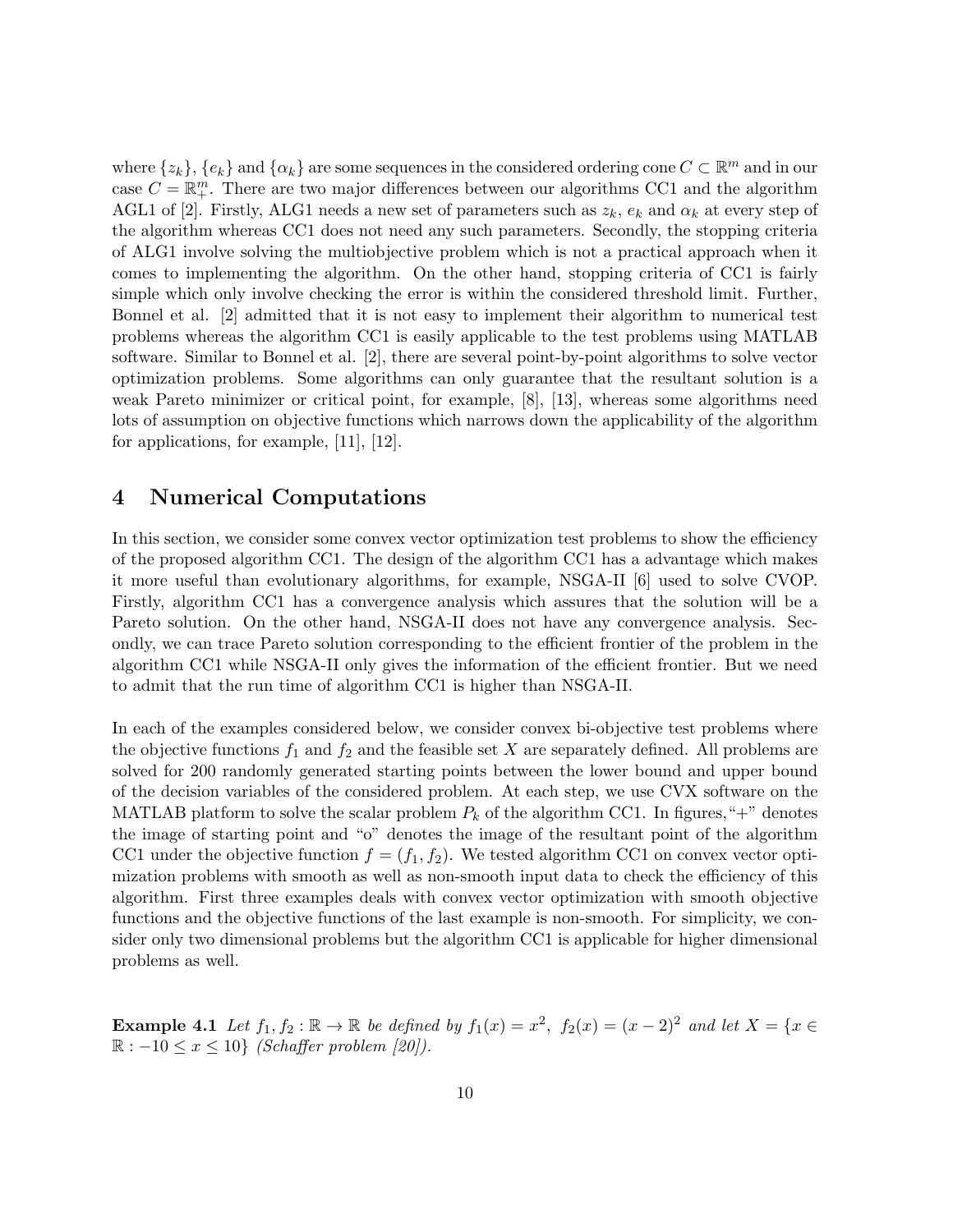where $\{z_k\}$, $\{e_k\}$ and $\{\alpha_k\}$ are some sequences in the considered ordering cone $C \subset \mathbb{R}^m$ and in our case $C = \mathbb{R}^m_+$. There are two major differences between our algorithms CC1 and the algorithm AGL1 of [2]. Firstly, ALG1 needs a new set of parameters such as $z_k$, $e_k$ and $\alpha_k$ at every step of the algorithm whereas CC1 does not need any such parameters. Secondly, the stopping criteria of ALG1 involve solving the multiobjective problem which is not a practical approach when it comes to implementing the algorithm. On the other hand, stopping criteria of CC1 is fairly simple which only involve checking the error is within the considered threshold limit. Further, Bonnel et al. [2] admitted that it is not easy to implement their algorithm to numerical test problems whereas the algorithm CC1 is easily applicable to the test problems using MATLAB software. Similar to Bonnel et al. [2], there are several point-by-point algorithms to solve vector optimization problems. Some algorithms can only guarantee that the resultant solution is a weak Pareto minimizer or critical point, for example, [8], [13], whereas some algorithms need lots of assumption on objective functions which narrows down the applicability of the algorithm for applications, for example, [11], [12].

## 4 Numerical Computations

In this section, we consider some convex vector optimization test problems to show the efficiency of the proposed algorithm CC1. The design of the algorithm CC1 has a advantage which makes it more useful than evolutionary algorithms, for example, NSGA-II [6] used to solve CVOP. Firstly, algorithm CC1 has a convergence analysis which assures that the solution will be a Pareto solution. On the other hand, NSGA-II does not have any convergence analysis. Secondly, we can trace Pareto solution corresponding to the efficient frontier of the problem in the algorithm CC1 while NSGA-II only gives the information of the efficient frontier. But we need to admit that the run time of algorithm CC1 is higher than NSGA-II.

In each of the examples considered below, we consider convex bi-objective test problems where the objective functions $f_1$ and $f_2$ and the feasible set $X$ are separately defined. All problems are solved for 200 randomly generated starting points between the lower bound and upper bound of the decision variables of the considered problem. At each step, we use CVX software on the MATLAB platform to solve the scalar problem $P_k$ of the algorithm CC1. In figures, "+" denotes the image of starting point and "o" denotes the image of the resultant point of the algorithm CC1 under the objective function $f = (f_1, f_2)$. We tested algorithm CC1 on convex vector optimization problems with smooth as well as non-smooth input data to check the efficiency of this algorithm. First three examples deals with convex vector optimization with smooth objective functions and the objective functions of the last example is non-smooth. For simplicity, we consider only two dimensional problems but the algorithm CC1 is applicable for higher dimensional problems as well.

**Example 4.1** *Let* $f_1, f_2 : \mathbb{R} \to \mathbb{R}$ *be defined by* $f_1(x) = x^2$, $f_2(x) = (x-2)^2$ *and let* $X = \{x \in \mathbb{R} : -10 \leq x \leq 10\}$ *(Schaffer problem [20]).*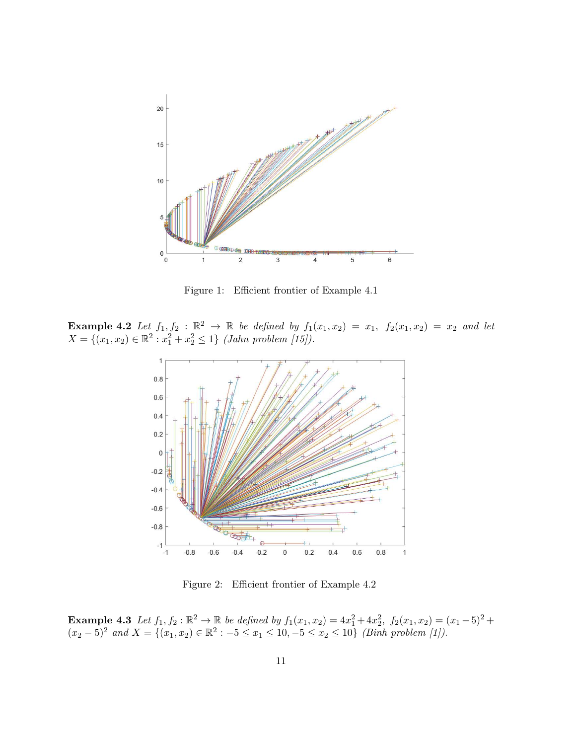Figure 1: Efficient frontier of Example 4.1

**Example 4.2** *Let $f_1, f_2 : \mathbb{R}^2 \to \mathbb{R}$ be defined by $f_1(x_1, x_2) = x_1,\ f_2(x_1, x_2) = x_2$ and let $X = \{(x_1, x_2) \in \mathbb{R}^2 : x_1^2 + x_2^2 \leq 1\}$ (Jahn problem [15]).*

Figure 2: Efficient frontier of Example 4.2

**Example 4.3** *Let $f_1, f_2 : \mathbb{R}^2 \to \mathbb{R}$ be defined by $f_1(x_1, x_2) = 4x_1^2 + 4x_2^2,\ f_2(x_1, x_2) = (x_1 - 5)^2 + (x_2 - 5)^2$ and $X = \{(x_1, x_2) \in \mathbb{R}^2 : -5 \leq x_1 \leq 10, -5 \leq x_2 \leq 10\}$ (Binh problem [1]).*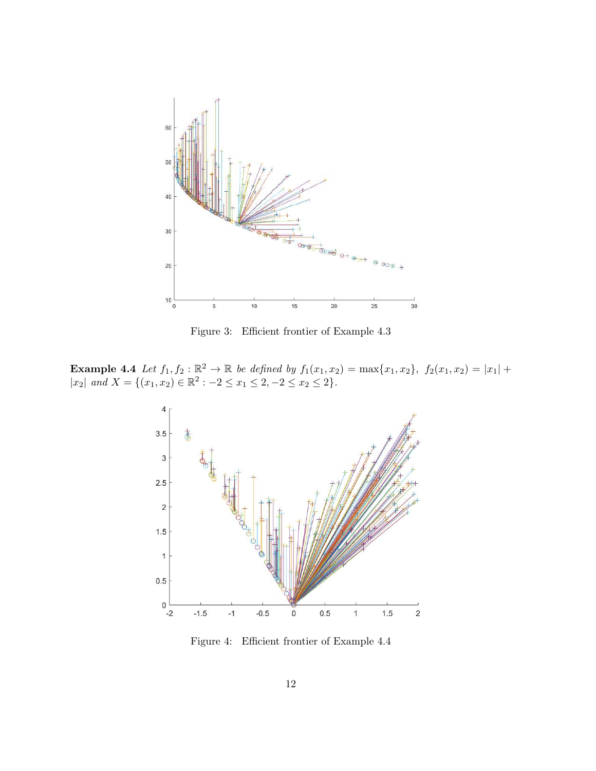Figure 3: Efficient frontier of Example 4.3

**Example 4.4** *Let* $f_1, f_2 : \mathbb{R}^2 \to \mathbb{R}$ *be defined by* $f_1(x_1, x_2) = \max\{x_1, x_2\}$, $f_2(x_1, x_2) = |x_1| + |x_2|$ *and* $X = \{(x_1, x_2) \in \mathbb{R}^2 : -2 \leq x_1 \leq 2, -2 \leq x_2 \leq 2\}$.

Figure 4: Efficient frontier of Example 4.4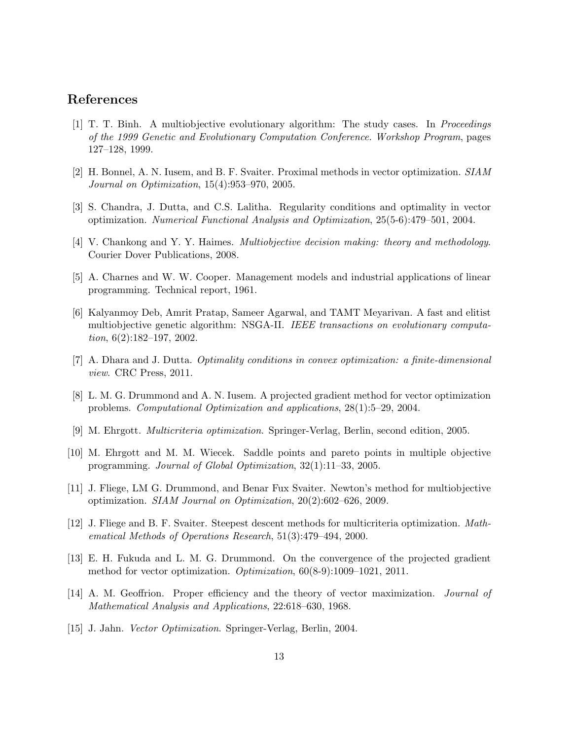## References

[1] T. T. Binh. A multiobjective evolutionary algorithm: The study cases. In *Proceedings of the 1999 Genetic and Evolutionary Computation Conference. Workshop Program*, pages 127–128, 1999.

[2] H. Bonnel, A. N. Iusem, and B. F. Svaiter. Proximal methods in vector optimization. *SIAM Journal on Optimization*, 15(4):953–970, 2005.

[3] S. Chandra, J. Dutta, and C.S. Lalitha. Regularity conditions and optimality in vector optimization. *Numerical Functional Analysis and Optimization*, 25(5-6):479–501, 2004.

[4] V. Chankong and Y. Y. Haimes. *Multiobjective decision making: theory and methodology*. Courier Dover Publications, 2008.

[5] A. Charnes and W. W. Cooper. Management models and industrial applications of linear programming. Technical report, 1961.

[6] Kalyanmoy Deb, Amrit Pratap, Sameer Agarwal, and TAMT Meyarivan. A fast and elitist multiobjective genetic algorithm: NSGA-II. *IEEE transactions on evolutionary computation*, 6(2):182–197, 2002.

[7] A. Dhara and J. Dutta. *Optimality conditions in convex optimization: a finite-dimensional view*. CRC Press, 2011.

[8] L. M. G. Drummond and A. N. Iusem. A projected gradient method for vector optimization problems. *Computational Optimization and applications*, 28(1):5–29, 2004.

[9] M. Ehrgott. *Multicriteria optimization*. Springer-Verlag, Berlin, second edition, 2005.

[10] M. Ehrgott and M. M. Wiecek. Saddle points and pareto points in multiple objective programming. *Journal of Global Optimization*, 32(1):11–33, 2005.

[11] J. Fliege, LM G. Drummond, and Benar Fux Svaiter. Newton's method for multiobjective optimization. *SIAM Journal on Optimization*, 20(2):602–626, 2009.

[12] J. Fliege and B. F. Svaiter. Steepest descent methods for multicriteria optimization. *Mathematical Methods of Operations Research*, 51(3):479–494, 2000.

[13] E. H. Fukuda and L. M. G. Drummond. On the convergence of the projected gradient method for vector optimization. *Optimization*, 60(8-9):1009–1021, 2011.

[14] A. M. Geoffrion. Proper efficiency and the theory of vector maximization. *Journal of Mathematical Analysis and Applications*, 22:618–630, 1968.

[15] J. Jahn. *Vector Optimization*. Springer-Verlag, Berlin, 2004.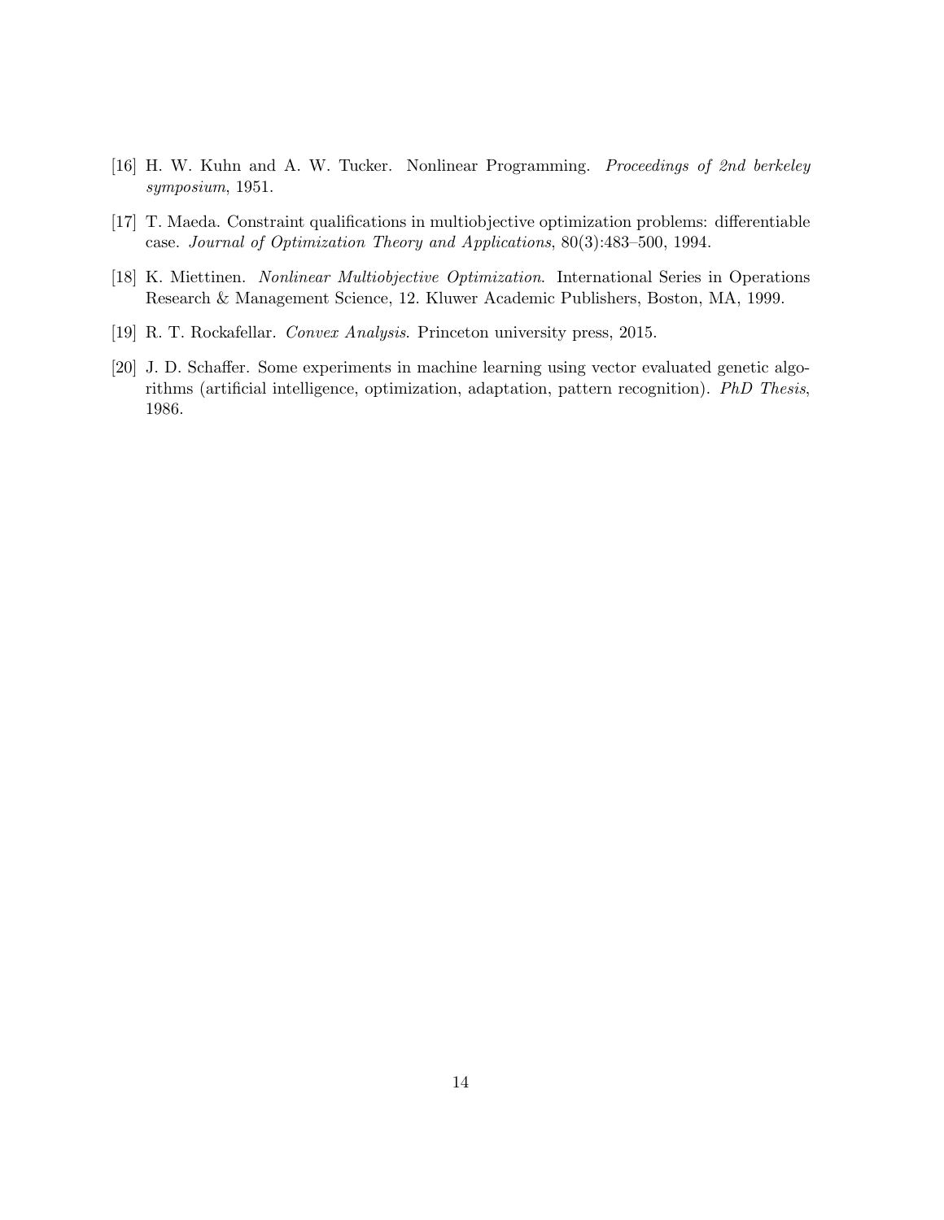[16] H. W. Kuhn and A. W. Tucker. Nonlinear Programming. *Proceedings of 2nd berkeley symposium*, 1951.

[17] T. Maeda. Constraint qualifications in multiobjective optimization problems: differentiable case. *Journal of Optimization Theory and Applications*, 80(3):483–500, 1994.

[18] K. Miettinen. *Nonlinear Multiobjective Optimization.* International Series in Operations Research & Management Science, 12. Kluwer Academic Publishers, Boston, MA, 1999.

[19] R. T. Rockafellar. *Convex Analysis.* Princeton university press, 2015.

[20] J. D. Schaffer. Some experiments in machine learning using vector evaluated genetic algorithms (artificial intelligence, optimization, adaptation, pattern recognition). *PhD Thesis*, 1986.